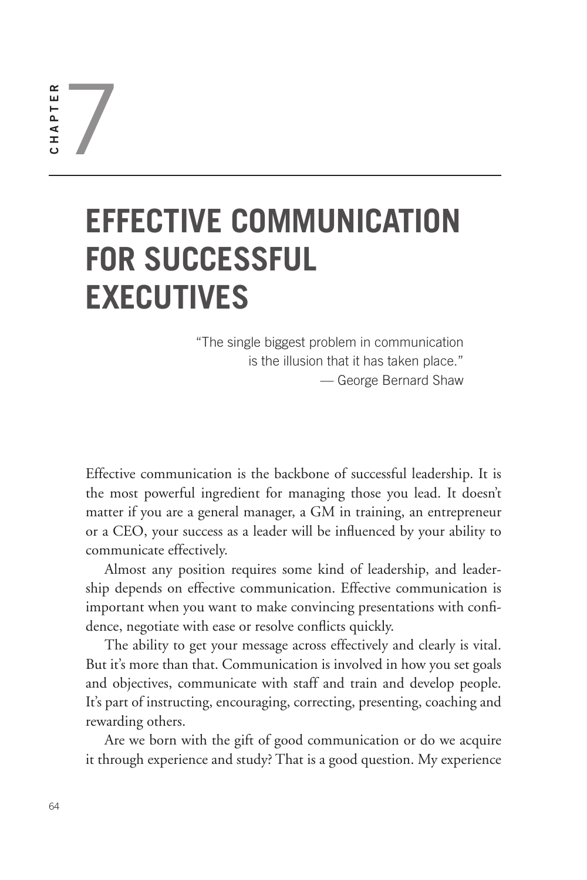# CHAPTER 7

# EFFECTIVE COMMUNICATION FOR SUCCESSFUL EXECUTIVES

> "The single biggest problem in communication is the illusion that it has taken place."
> — George Bernard Shaw

Effective communication is the backbone of successful leadership. It is the most powerful ingredient for managing those you lead. It doesn't matter if you are a general manager, a GM in training, an entrepreneur or a CEO, your success as a leader will be influenced by your ability to communicate effectively.

Almost any position requires some kind of leadership, and leadership depends on effective communication. Effective communication is important when you want to make convincing presentations with confidence, negotiate with ease or resolve conflicts quickly.

The ability to get your message across effectively and clearly is vital. But it's more than that. Communication is involved in how you set goals and objectives, communicate with staff and train and develop people. It's part of instructing, encouraging, correcting, presenting, coaching and rewarding others.

Are we born with the gift of good communication or do we acquire it through experience and study? That is a good question. My experience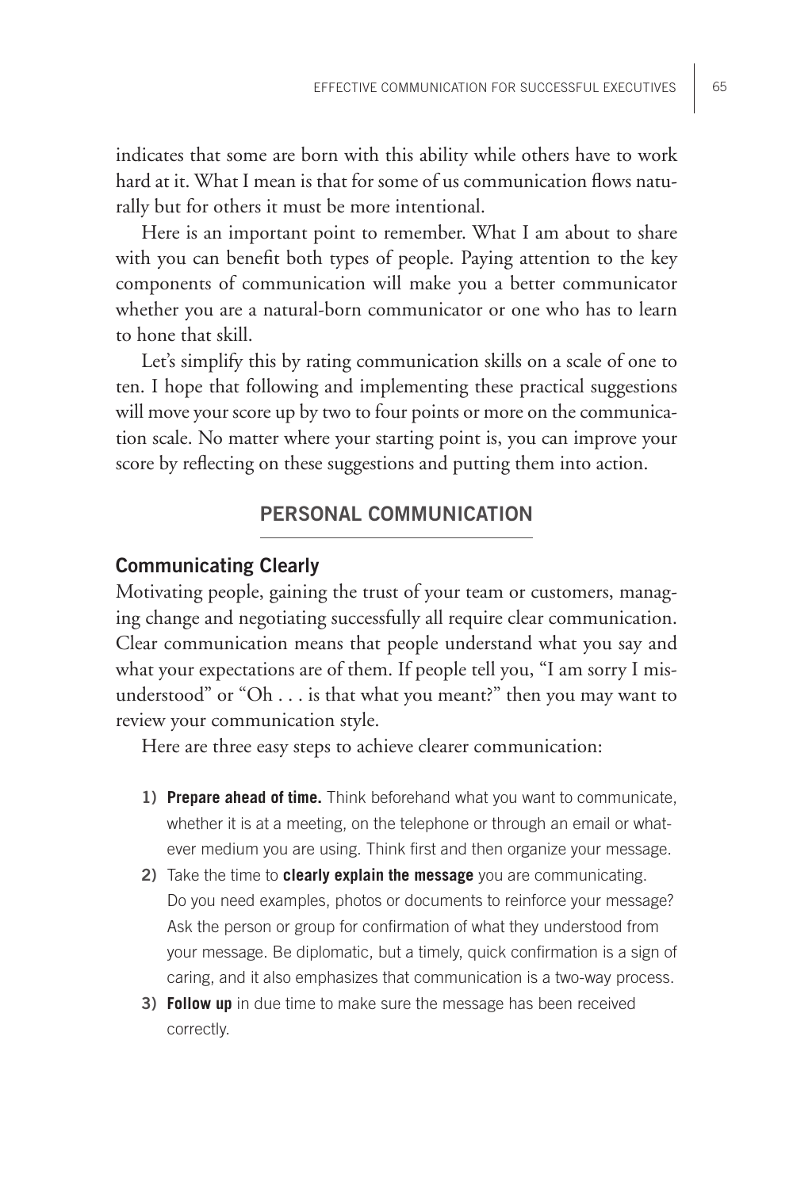indicates that some are born with this ability while others have to work hard at it. What I mean is that for some of us communication flows naturally but for others it must be more intentional.

Here is an important point to remember. What I am about to share with you can benefit both types of people. Paying attention to the key components of communication will make you a better communicator whether you are a natural-born communicator or one who has to learn to hone that skill.

Let's simplify this by rating communication skills on a scale of one to ten. I hope that following and implementing these practical suggestions will move your score up by two to four points or more on the communication scale. No matter where your starting point is, you can improve your score by reflecting on these suggestions and putting them into action.

## PERSONAL COMMUNICATION

### Communicating Clearly

Motivating people, gaining the trust of your team or customers, managing change and negotiating successfully all require clear communication. Clear communication means that people understand what you say and what your expectations are of them. If people tell you, "I am sorry I misunderstood" or "Oh . . . is that what you meant?" then you may want to review your communication style.

Here are three easy steps to achieve clearer communication:

1) **Prepare ahead of time.** Think beforehand what you want to communicate, whether it is at a meeting, on the telephone or through an email or whatever medium you are using. Think first and then organize your message.
2) Take the time to **clearly explain the message** you are communicating. Do you need examples, photos or documents to reinforce your message? Ask the person or group for confirmation of what they understood from your message. Be diplomatic, but a timely, quick confirmation is a sign of caring, and it also emphasizes that communication is a two-way process.
3) **Follow up** in due time to make sure the message has been received correctly.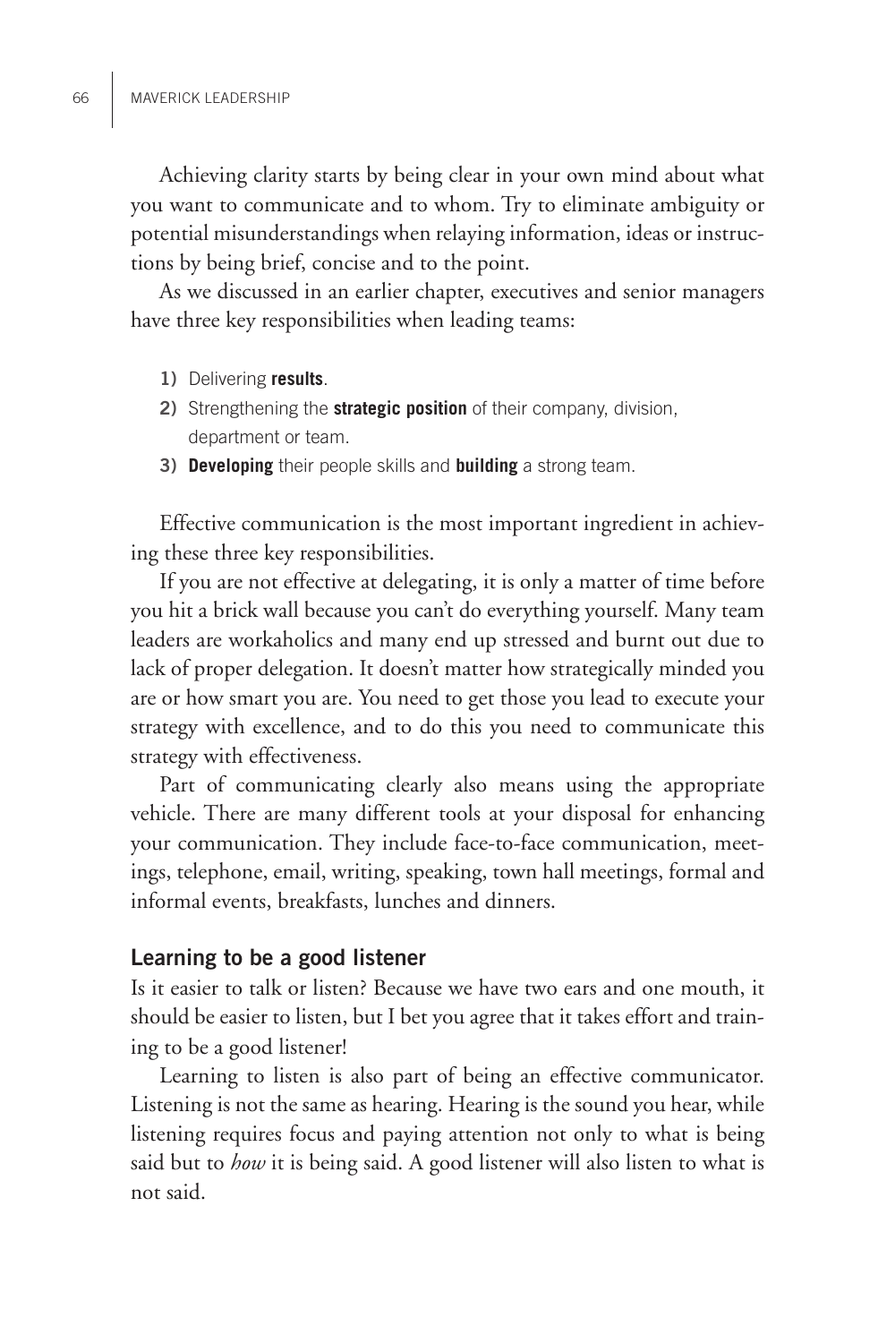Achieving clarity starts by being clear in your own mind about what you want to communicate and to whom. Try to eliminate ambiguity or potential misunderstandings when relaying information, ideas or instructions by being brief, concise and to the point.

As we discussed in an earlier chapter, executives and senior managers have three key responsibilities when leading teams:

1) Delivering **results**.
2) Strengthening the **strategic position** of their company, division, department or team.
3) **Developing** their people skills and **building** a strong team.

Effective communication is the most important ingredient in achieving these three key responsibilities.

If you are not effective at delegating, it is only a matter of time before you hit a brick wall because you can't do everything yourself. Many team leaders are workaholics and many end up stressed and burnt out due to lack of proper delegation. It doesn't matter how strategically minded you are or how smart you are. You need to get those you lead to execute your strategy with excellence, and to do this you need to communicate this strategy with effectiveness.

Part of communicating clearly also means using the appropriate vehicle. There are many different tools at your disposal for enhancing your communication. They include face-to-face communication, meetings, telephone, email, writing, speaking, town hall meetings, formal and informal events, breakfasts, lunches and dinners.

## Learning to be a good listener

Is it easier to talk or listen? Because we have two ears and one mouth, it should be easier to listen, but I bet you agree that it takes effort and training to be a good listener!

Learning to listen is also part of being an effective communicator. Listening is not the same as hearing. Hearing is the sound you hear, while listening requires focus and paying attention not only to what is being said but to *how* it is being said. A good listener will also listen to what is not said.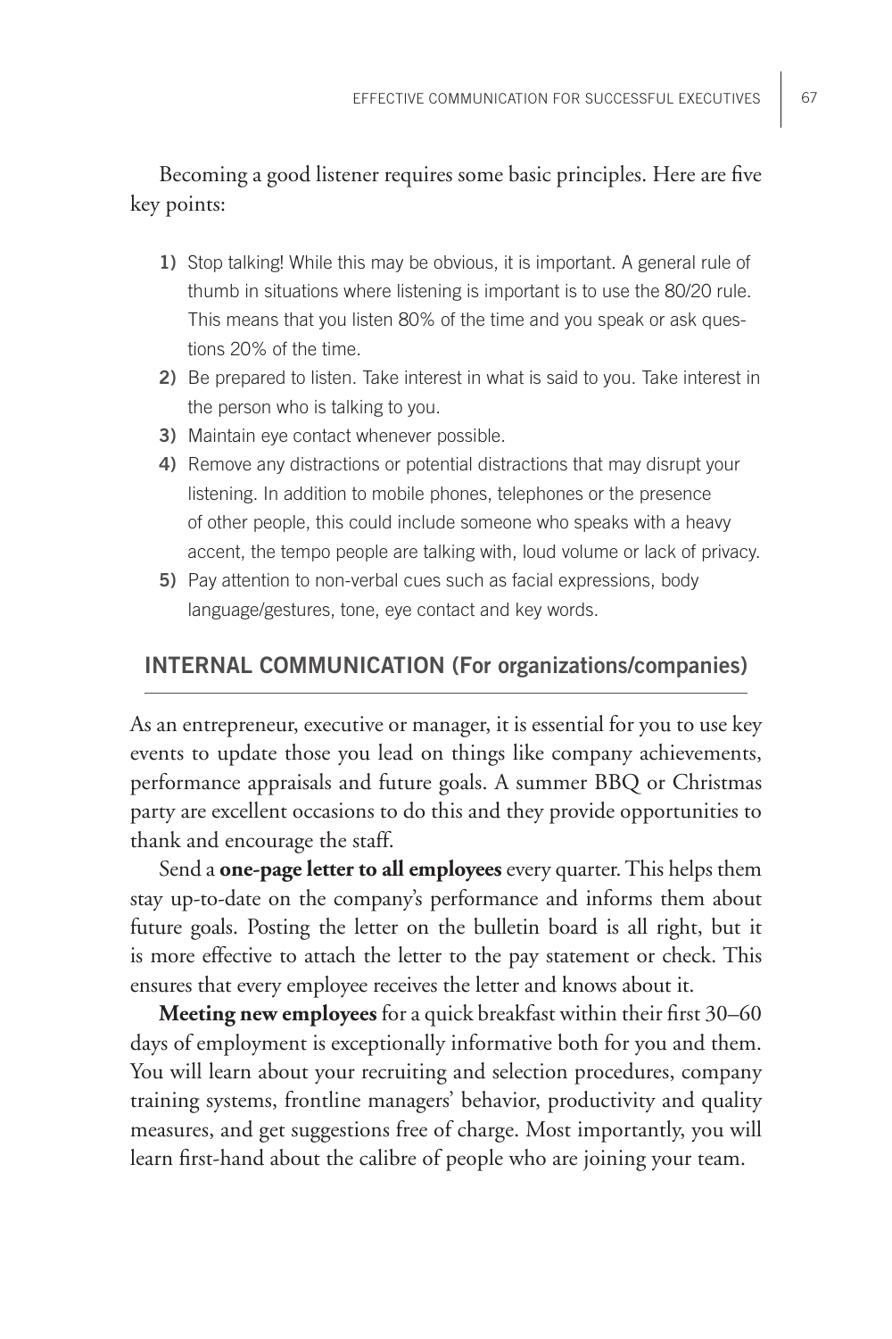Becoming a good listener requires some basic principles. Here are five key points:

1) Stop talking! While this may be obvious, it is important. A general rule of thumb in situations where listening is important is to use the 80/20 rule. This means that you listen 80% of the time and you speak or ask questions 20% of the time.
2) Be prepared to listen. Take interest in what is said to you. Take interest in the person who is talking to you.
3) Maintain eye contact whenever possible.
4) Remove any distractions or potential distractions that may disrupt your listening. In addition to mobile phones, telephones or the presence of other people, this could include someone who speaks with a heavy accent, the tempo people are talking with, loud volume or lack of privacy.
5) Pay attention to non-verbal cues such as facial expressions, body language/gestures, tone, eye contact and key words.

## INTERNAL COMMUNICATION (For organizations/companies)

As an entrepreneur, executive or manager, it is essential for you to use key events to update those you lead on things like company achievements, performance appraisals and future goals. A summer BBQ or Christmas party are excellent occasions to do this and they provide opportunities to thank and encourage the staff.

Send a **one-page letter to all employees** every quarter. This helps them stay up-to-date on the company's performance and informs them about future goals. Posting the letter on the bulletin board is all right, but it is more effective to attach the letter to the pay statement or check. This ensures that every employee receives the letter and knows about it.

**Meeting new employees** for a quick breakfast within their first 30–60 days of employment is exceptionally informative both for you and them. You will learn about your recruiting and selection procedures, company training systems, frontline managers' behavior, productivity and quality measures, and get suggestions free of charge. Most importantly, you will learn first-hand about the calibre of people who are joining your team.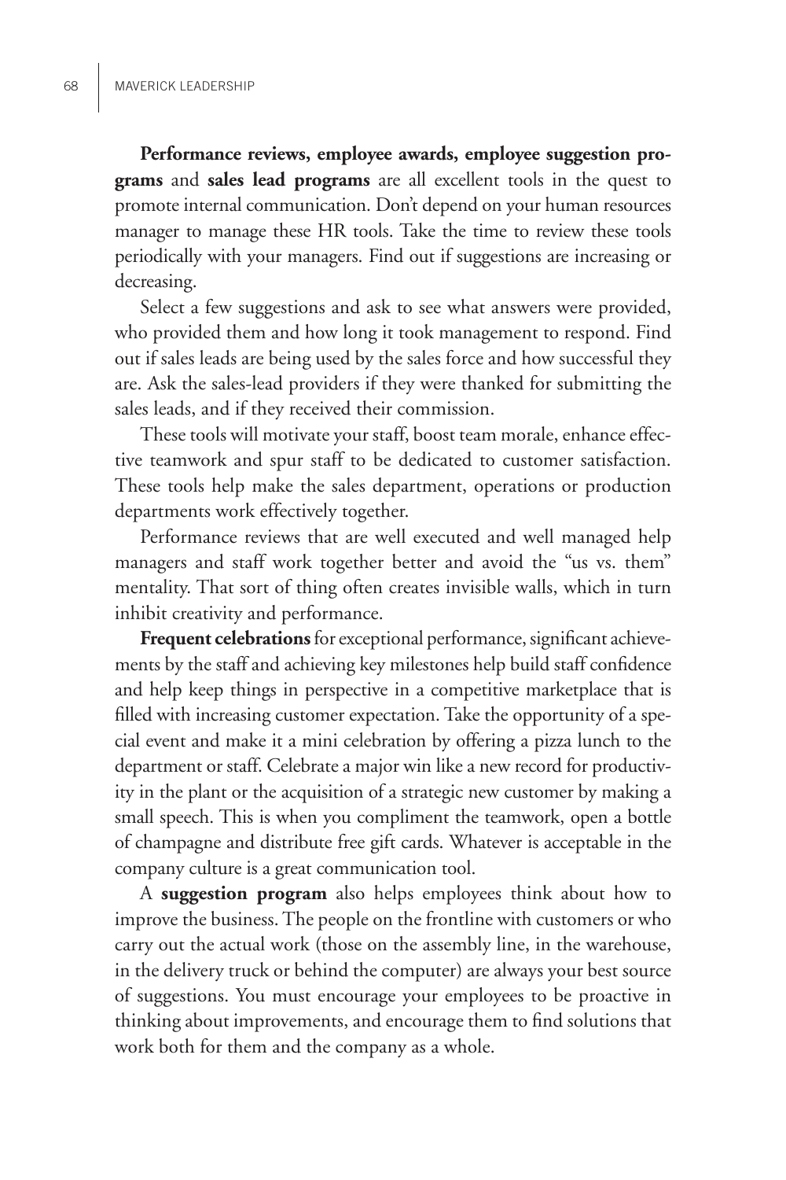**Performance reviews, employee awards, employee suggestion programs** and **sales lead programs** are all excellent tools in the quest to promote internal communication. Don't depend on your human resources manager to manage these HR tools. Take the time to review these tools periodically with your managers. Find out if suggestions are increasing or decreasing.

Select a few suggestions and ask to see what answers were provided, who provided them and how long it took management to respond. Find out if sales leads are being used by the sales force and how successful they are. Ask the sales-lead providers if they were thanked for submitting the sales leads, and if they received their commission.

These tools will motivate your staff, boost team morale, enhance effective teamwork and spur staff to be dedicated to customer satisfaction. These tools help make the sales department, operations or production departments work effectively together.

Performance reviews that are well executed and well managed help managers and staff work together better and avoid the "us vs. them" mentality. That sort of thing often creates invisible walls, which in turn inhibit creativity and performance.

**Frequent celebrations** for exceptional performance, significant achievements by the staff and achieving key milestones help build staff confidence and help keep things in perspective in a competitive marketplace that is filled with increasing customer expectation. Take the opportunity of a special event and make it a mini celebration by offering a pizza lunch to the department or staff. Celebrate a major win like a new record for productivity in the plant or the acquisition of a strategic new customer by making a small speech. This is when you compliment the teamwork, open a bottle of champagne and distribute free gift cards. Whatever is acceptable in the company culture is a great communication tool.

A **suggestion program** also helps employees think about how to improve the business. The people on the frontline with customers or who carry out the actual work (those on the assembly line, in the warehouse, in the delivery truck or behind the computer) are always your best source of suggestions. You must encourage your employees to be proactive in thinking about improvements, and encourage them to find solutions that work both for them and the company as a whole.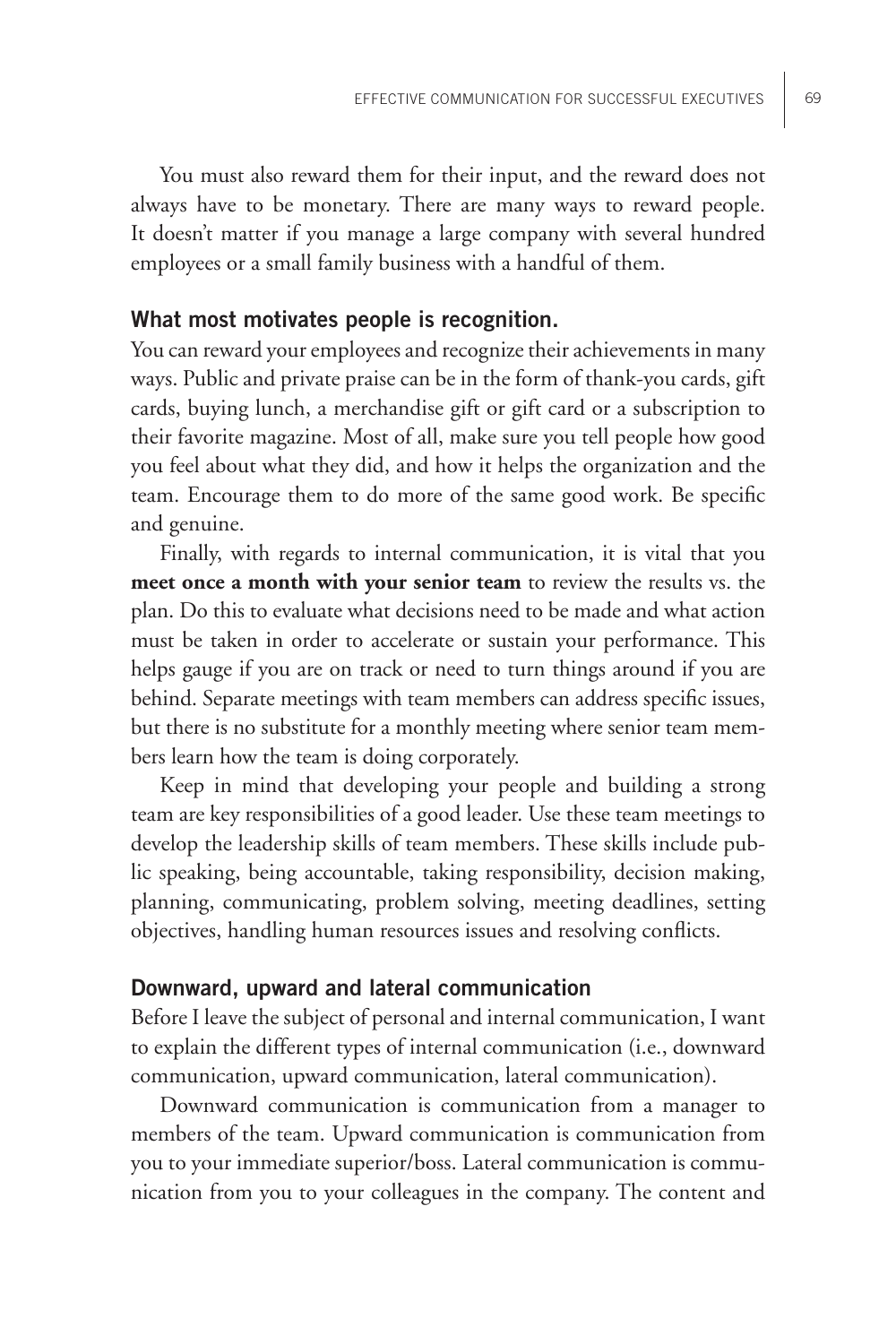You must also reward them for their input, and the reward does not always have to be monetary. There are many ways to reward people. It doesn't matter if you manage a large company with several hundred employees or a small family business with a handful of them.

### What most motivates people is recognition.

You can reward your employees and recognize their achievements in many ways. Public and private praise can be in the form of thank-you cards, gift cards, buying lunch, a merchandise gift or gift card or a subscription to their favorite magazine. Most of all, make sure you tell people how good you feel about what they did, and how it helps the organization and the team. Encourage them to do more of the same good work. Be specific and genuine.

Finally, with regards to internal communication, it is vital that you **meet once a month with your senior team** to review the results vs. the plan. Do this to evaluate what decisions need to be made and what action must be taken in order to accelerate or sustain your performance. This helps gauge if you are on track or need to turn things around if you are behind. Separate meetings with team members can address specific issues, but there is no substitute for a monthly meeting where senior team members learn how the team is doing corporately.

Keep in mind that developing your people and building a strong team are key responsibilities of a good leader. Use these team meetings to develop the leadership skills of team members. These skills include public speaking, being accountable, taking responsibility, decision making, planning, communicating, problem solving, meeting deadlines, setting objectives, handling human resources issues and resolving conflicts.

### Downward, upward and lateral communication

Before I leave the subject of personal and internal communication, I want to explain the different types of internal communication (i.e., downward communication, upward communication, lateral communication).

Downward communication is communication from a manager to members of the team. Upward communication is communication from you to your immediate superior/boss. Lateral communication is communication from you to your colleagues in the company. The content and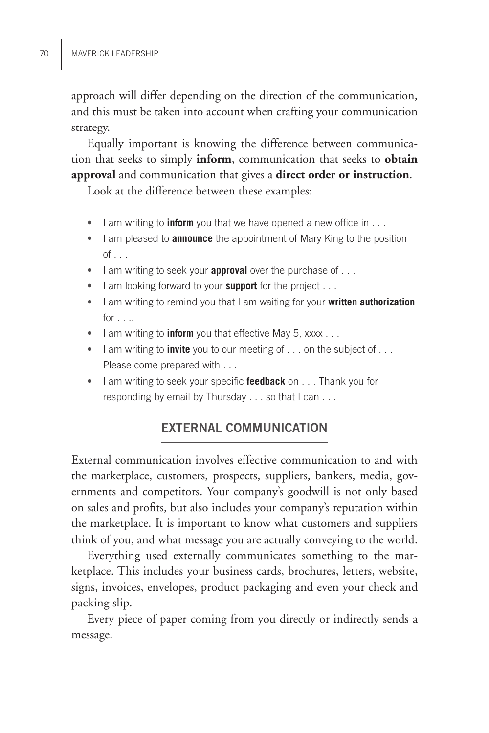approach will differ depending on the direction of the communication, and this must be taken into account when crafting your communication strategy.

Equally important is knowing the difference between communication that seeks to simply **inform**, communication that seeks to **obtain approval** and communication that gives a **direct order or instruction**.

Look at the difference between these examples:

- I am writing to **inform** you that we have opened a new office in . . .
- I am pleased to **announce** the appointment of Mary King to the position of . . .
- I am writing to seek your **approval** over the purchase of . . .
- I am looking forward to your **support** for the project . . .
- I am writing to remind you that I am waiting for your **written authorization** for . . ..
- I am writing to **inform** you that effective May 5, xxxx . . .
- I am writing to **invite** you to our meeting of . . . on the subject of . . . Please come prepared with . . .
- I am writing to seek your specific **feedback** on . . . Thank you for responding by email by Thursday . . . so that I can . . .

## EXTERNAL COMMUNICATION

External communication involves effective communication to and with the marketplace, customers, prospects, suppliers, bankers, media, governments and competitors. Your company's goodwill is not only based on sales and profits, but also includes your company's reputation within the marketplace. It is important to know what customers and suppliers think of you, and what message you are actually conveying to the world.

Everything used externally communicates something to the marketplace. This includes your business cards, brochures, letters, website, signs, invoices, envelopes, product packaging and even your check and packing slip.

Every piece of paper coming from you directly or indirectly sends a message.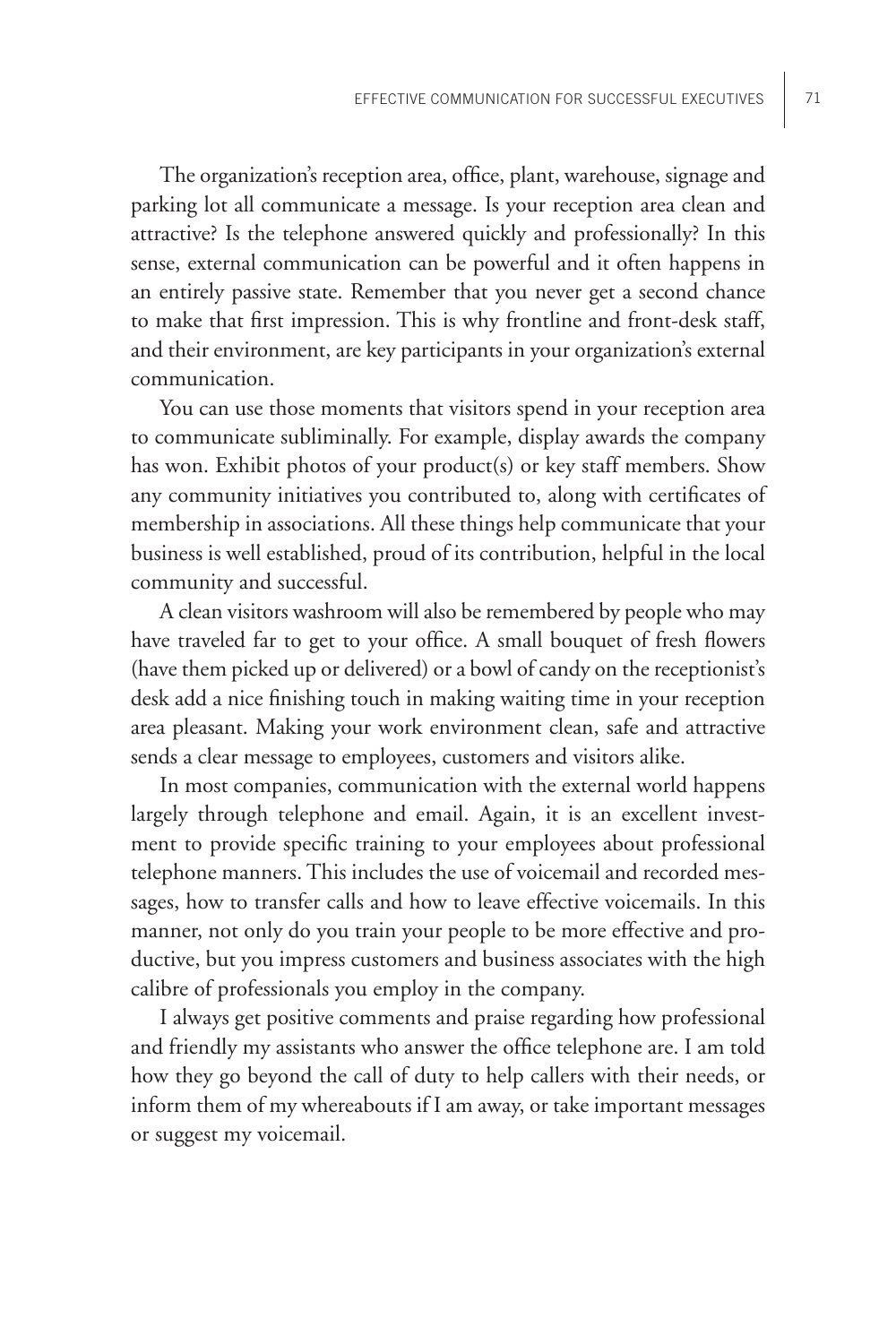The organization's reception area, office, plant, warehouse, signage and parking lot all communicate a message. Is your reception area clean and attractive? Is the telephone answered quickly and professionally? In this sense, external communication can be powerful and it often happens in an entirely passive state. Remember that you never get a second chance to make that first impression. This is why frontline and front-desk staff, and their environment, are key participants in your organization's external communication.

You can use those moments that visitors spend in your reception area to communicate subliminally. For example, display awards the company has won. Exhibit photos of your product(s) or key staff members. Show any community initiatives you contributed to, along with certificates of membership in associations. All these things help communicate that your business is well established, proud of its contribution, helpful in the local community and successful.

A clean visitors washroom will also be remembered by people who may have traveled far to get to your office. A small bouquet of fresh flowers (have them picked up or delivered) or a bowl of candy on the receptionist's desk add a nice finishing touch in making waiting time in your reception area pleasant. Making your work environment clean, safe and attractive sends a clear message to employees, customers and visitors alike.

In most companies, communication with the external world happens largely through telephone and email. Again, it is an excellent investment to provide specific training to your employees about professional telephone manners. This includes the use of voicemail and recorded messages, how to transfer calls and how to leave effective voicemails. In this manner, not only do you train your people to be more effective and productive, but you impress customers and business associates with the high calibre of professionals you employ in the company.

I always get positive comments and praise regarding how professional and friendly my assistants who answer the office telephone are. I am told how they go beyond the call of duty to help callers with their needs, or inform them of my whereabouts if I am away, or take important messages or suggest my voicemail.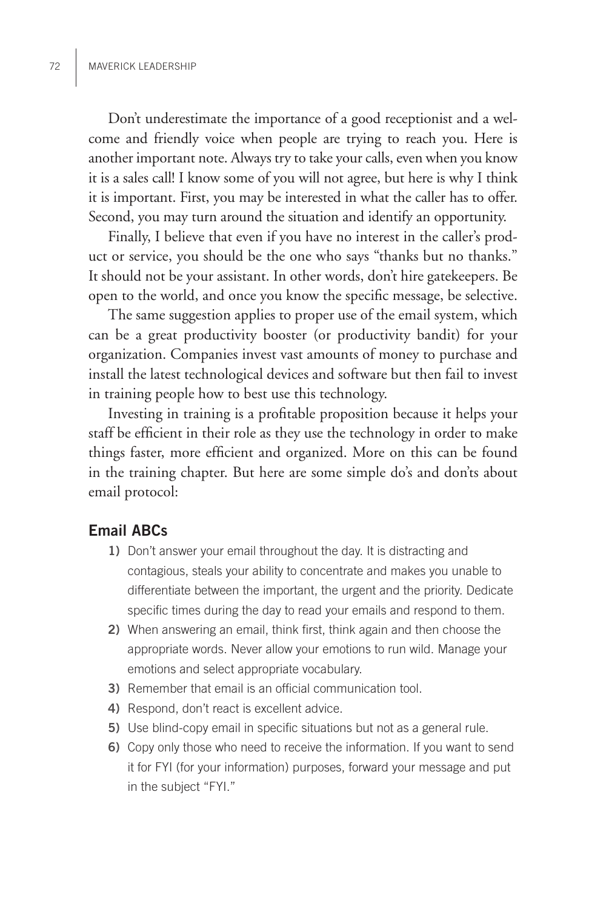Don't underestimate the importance of a good receptionist and a welcome and friendly voice when people are trying to reach you. Here is another important note. Always try to take your calls, even when you know it is a sales call! I know some of you will not agree, but here is why I think it is important. First, you may be interested in what the caller has to offer. Second, you may turn around the situation and identify an opportunity.

Finally, I believe that even if you have no interest in the caller's product or service, you should be the one who says "thanks but no thanks." It should not be your assistant. In other words, don't hire gatekeepers. Be open to the world, and once you know the specific message, be selective.

The same suggestion applies to proper use of the email system, which can be a great productivity booster (or productivity bandit) for your organization. Companies invest vast amounts of money to purchase and install the latest technological devices and software but then fail to invest in training people how to best use this technology.

Investing in training is a profitable proposition because it helps your staff be efficient in their role as they use the technology in order to make things faster, more efficient and organized. More on this can be found in the training chapter. But here are some simple do's and don'ts about email protocol:

## Email ABCs

1) Don't answer your email throughout the day. It is distracting and contagious, steals your ability to concentrate and makes you unable to differentiate between the important, the urgent and the priority. Dedicate specific times during the day to read your emails and respond to them.
2) When answering an email, think first, think again and then choose the appropriate words. Never allow your emotions to run wild. Manage your emotions and select appropriate vocabulary.
3) Remember that email is an official communication tool.
4) Respond, don't react is excellent advice.
5) Use blind-copy email in specific situations but not as a general rule.
6) Copy only those who need to receive the information. If you want to send it for FYI (for your information) purposes, forward your message and put in the subject "FYI."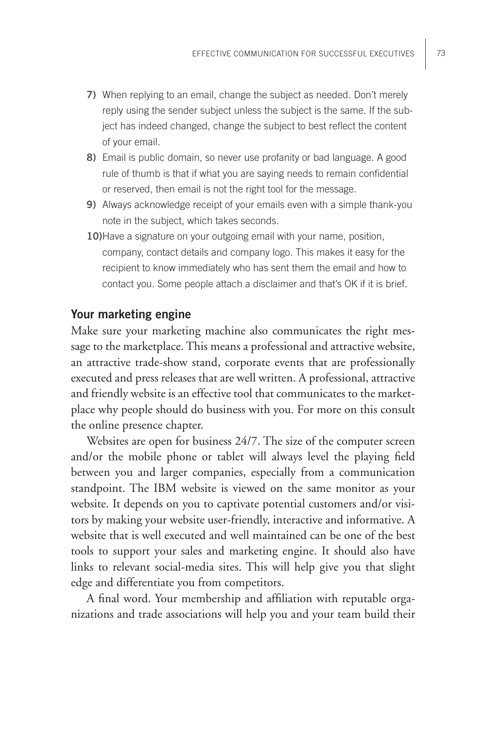7) When replying to an email, change the subject as needed. Don't merely reply using the sender subject unless the subject is the same. If the subject has indeed changed, change the subject to best reflect the content of your email.
8) Email is public domain, so never use profanity or bad language. A good rule of thumb is that if what you are saying needs to remain confidential or reserved, then email is not the right tool for the message.
9) Always acknowledge receipt of your emails even with a simple thank-you note in the subject, which takes seconds.
10) Have a signature on your outgoing email with your name, position, company, contact details and company logo. This makes it easy for the recipient to know immediately who has sent them the email and how to contact you. Some people attach a disclaimer and that's OK if it is brief.

### Your marketing engine

Make sure your marketing machine also communicates the right message to the marketplace. This means a professional and attractive website, an attractive trade-show stand, corporate events that are professionally executed and press releases that are well written. A professional, attractive and friendly website is an effective tool that communicates to the marketplace why people should do business with you. For more on this consult the online presence chapter.

Websites are open for business 24/7. The size of the computer screen and/or the mobile phone or tablet will always level the playing field between you and larger companies, especially from a communication standpoint. The IBM website is viewed on the same monitor as your website. It depends on you to captivate potential customers and/or visitors by making your website user-friendly, interactive and informative. A website that is well executed and well maintained can be one of the best tools to support your sales and marketing engine. It should also have links to relevant social-media sites. This will help give you that slight edge and differentiate you from competitors.

A final word. Your membership and affiliation with reputable organizations and trade associations will help you and your team build their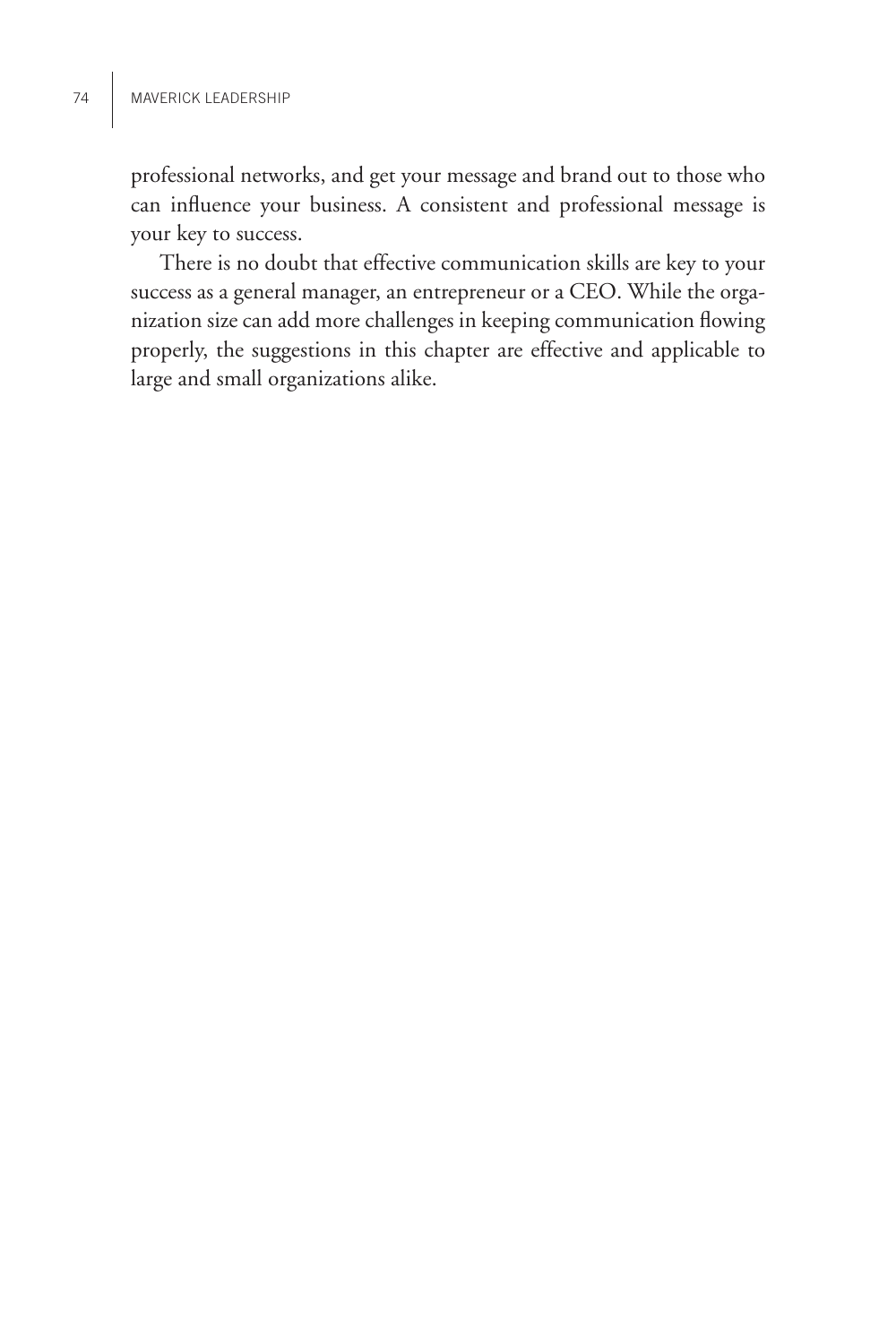professional networks, and get your message and brand out to those who can influence your business. A consistent and professional message is your key to success.

There is no doubt that effective communication skills are key to your success as a general manager, an entrepreneur or a CEO. While the organization size can add more challenges in keeping communication flowing properly, the suggestions in this chapter are effective and applicable to large and small organizations alike.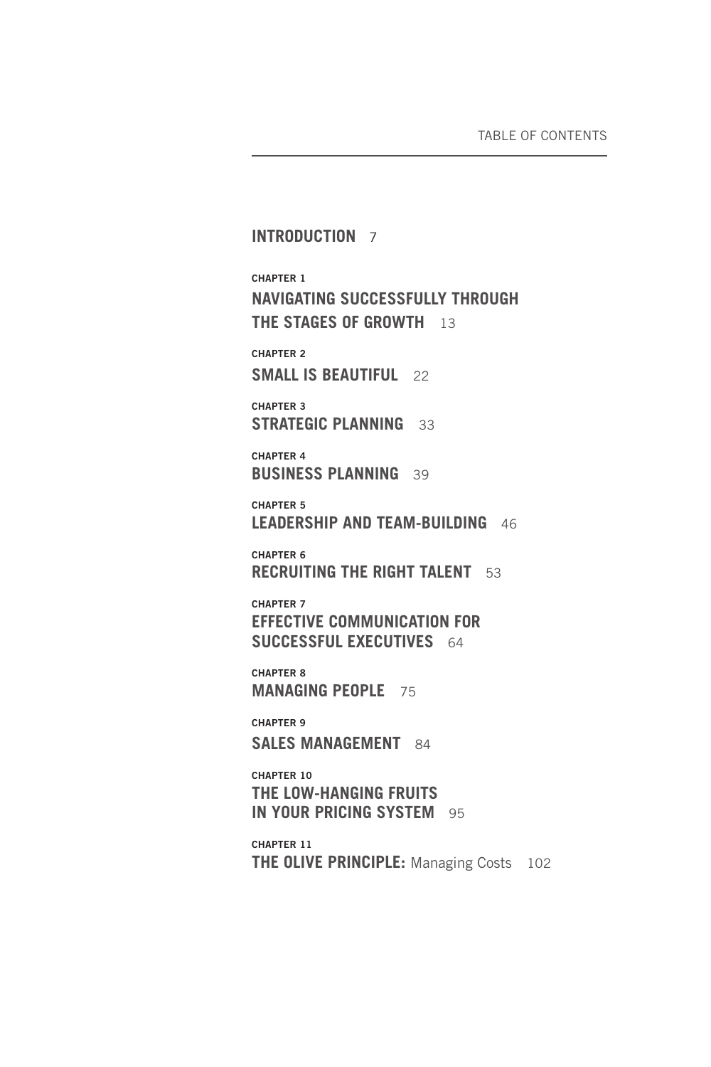# TABLE OF CONTENTS

**INTRODUCTION** 7

**CHAPTER 1**
**NAVIGATING SUCCESSFULLY THROUGH THE STAGES OF GROWTH** 13

**CHAPTER 2**
**SMALL IS BEAUTIFUL** 22

**CHAPTER 3**
**STRATEGIC PLANNING** 33

**CHAPTER 4**
**BUSINESS PLANNING** 39

**CHAPTER 5**
**LEADERSHIP AND TEAM-BUILDING** 46

**CHAPTER 6**
**RECRUITING THE RIGHT TALENT** 53

**CHAPTER 7**
**EFFECTIVE COMMUNICATION FOR SUCCESSFUL EXECUTIVES** 64

**CHAPTER 8**
**MANAGING PEOPLE** 75

**CHAPTER 9**
**SALES MANAGEMENT** 84

**CHAPTER 10**
**THE LOW-HANGING FRUITS IN YOUR PRICING SYSTEM** 95

**CHAPTER 11**
**THE OLIVE PRINCIPLE:** Managing Costs 102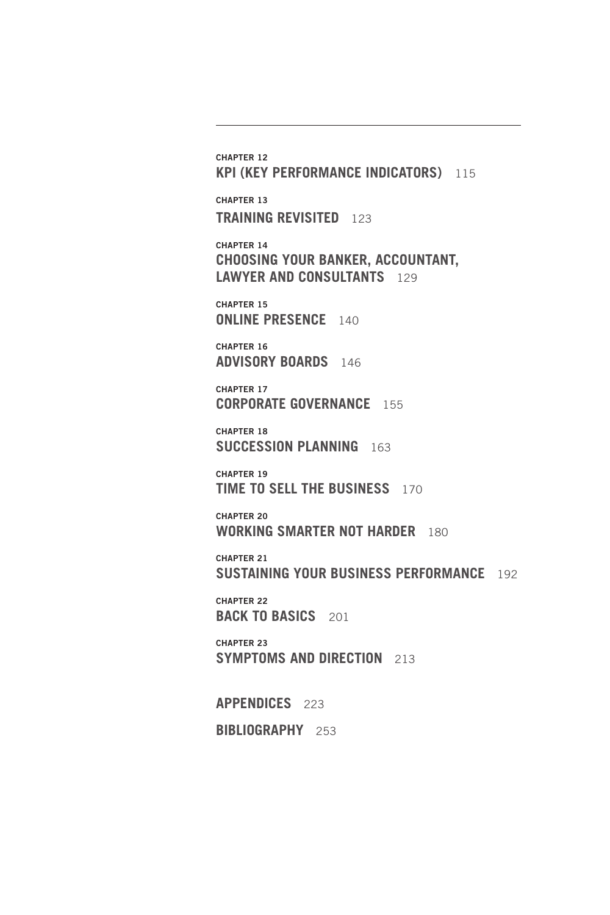**CHAPTER 12**
**KPI (KEY PERFORMANCE INDICATORS)** 115

**CHAPTER 13**
**TRAINING REVISITED** 123

**CHAPTER 14**
**CHOOSING YOUR BANKER, ACCOUNTANT, LAWYER AND CONSULTANTS** 129

**CHAPTER 15**
**ONLINE PRESENCE** 140

**CHAPTER 16**
**ADVISORY BOARDS** 146

**CHAPTER 17**
**CORPORATE GOVERNANCE** 155

**CHAPTER 18**
**SUCCESSION PLANNING** 163

**CHAPTER 19**
**TIME TO SELL THE BUSINESS** 170

**CHAPTER 20**
**WORKING SMARTER NOT HARDER** 180

**CHAPTER 21**
**SUSTAINING YOUR BUSINESS PERFORMANCE** 192

**CHAPTER 22**
**BACK TO BASICS** 201

**CHAPTER 23**
**SYMPTOMS AND DIRECTION** 213

**APPENDICES** 223

**BIBLIOGRAPHY** 253